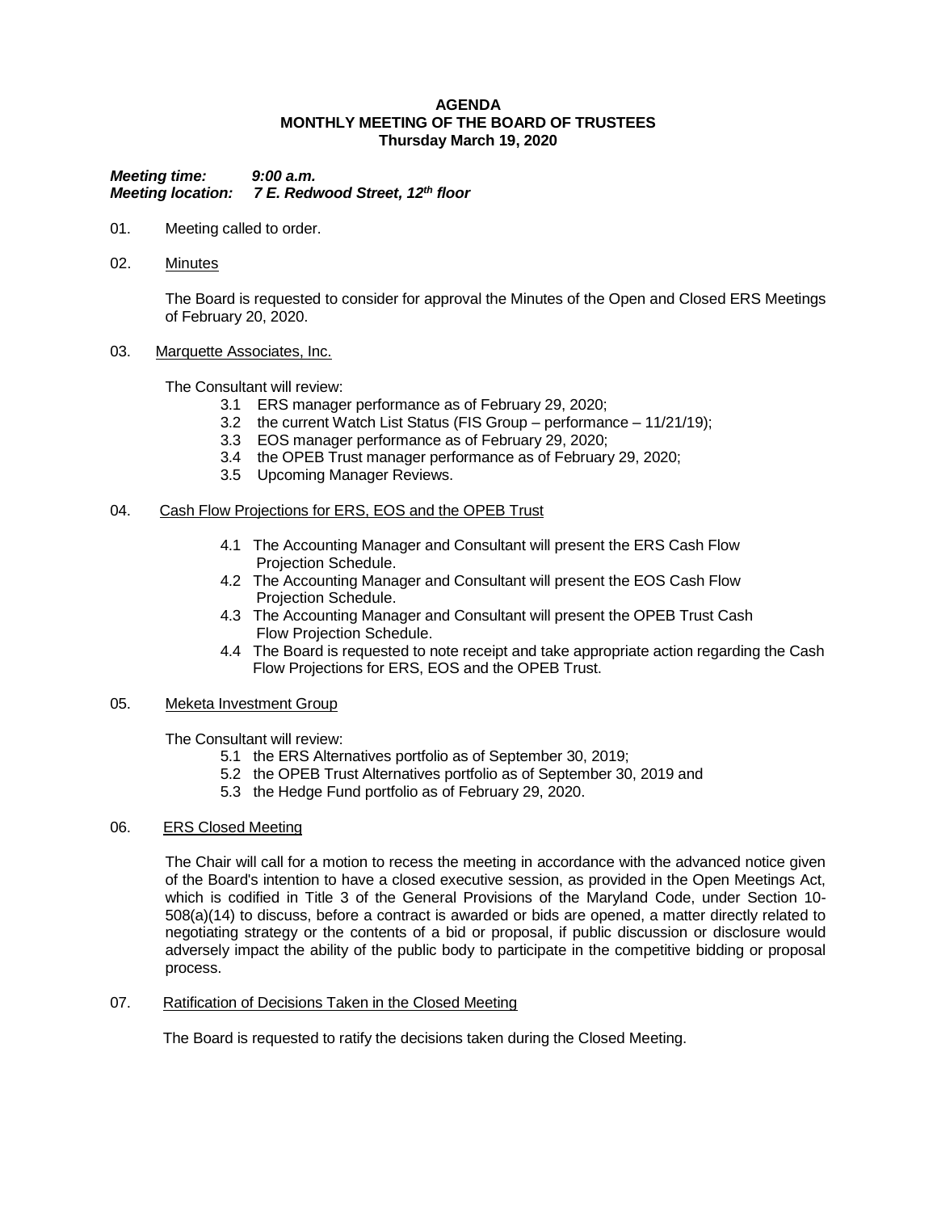**AGENDA**
**MONTHLY MEETING OF THE BOARD OF TRUSTEES**
**Thursday March 19, 2020**

***Meeting time:*** ***9:00 a.m.***
***Meeting location:*** ***7 E. Redwood Street, 12th floor***

01. Meeting called to order.

02. Minutes

    The Board is requested to consider for approval the Minutes of the Open and Closed ERS Meetings of February 20, 2020.

03. Marquette Associates, Inc.

    The Consultant will review:
    - 3.1 ERS manager performance as of February 29, 2020;
    - 3.2 the current Watch List Status (FIS Group – performance – 11/21/19);
    - 3.3 EOS manager performance as of February 29, 2020;
    - 3.4 the OPEB Trust manager performance as of February 29, 2020;
    - 3.5 Upcoming Manager Reviews.

04. Cash Flow Projections for ERS, EOS and the OPEB Trust

    - 4.1 The Accounting Manager and Consultant will present the ERS Cash Flow Projection Schedule.
    - 4.2 The Accounting Manager and Consultant will present the EOS Cash Flow Projection Schedule.
    - 4.3 The Accounting Manager and Consultant will present the OPEB Trust Cash Flow Projection Schedule.
    - 4.4 The Board is requested to note receipt and take appropriate action regarding the Cash Flow Projections for ERS, EOS and the OPEB Trust.

05. Meketa Investment Group

    The Consultant will review:
    - 5.1 the ERS Alternatives portfolio as of September 30, 2019;
    - 5.2 the OPEB Trust Alternatives portfolio as of September 30, 2019 and
    - 5.3 the Hedge Fund portfolio as of February 29, 2020.

06. ERS Closed Meeting

    The Chair will call for a motion to recess the meeting in accordance with the advanced notice given of the Board's intention to have a closed executive session, as provided in the Open Meetings Act, which is codified in Title 3 of the General Provisions of the Maryland Code, under Section 10-508(a)(14) to discuss, before a contract is awarded or bids are opened, a matter directly related to negotiating strategy or the contents of a bid or proposal, if public discussion or disclosure would adversely impact the ability of the public body to participate in the competitive bidding or proposal process.

07. Ratification of Decisions Taken in the Closed Meeting

    The Board is requested to ratify the decisions taken during the Closed Meeting.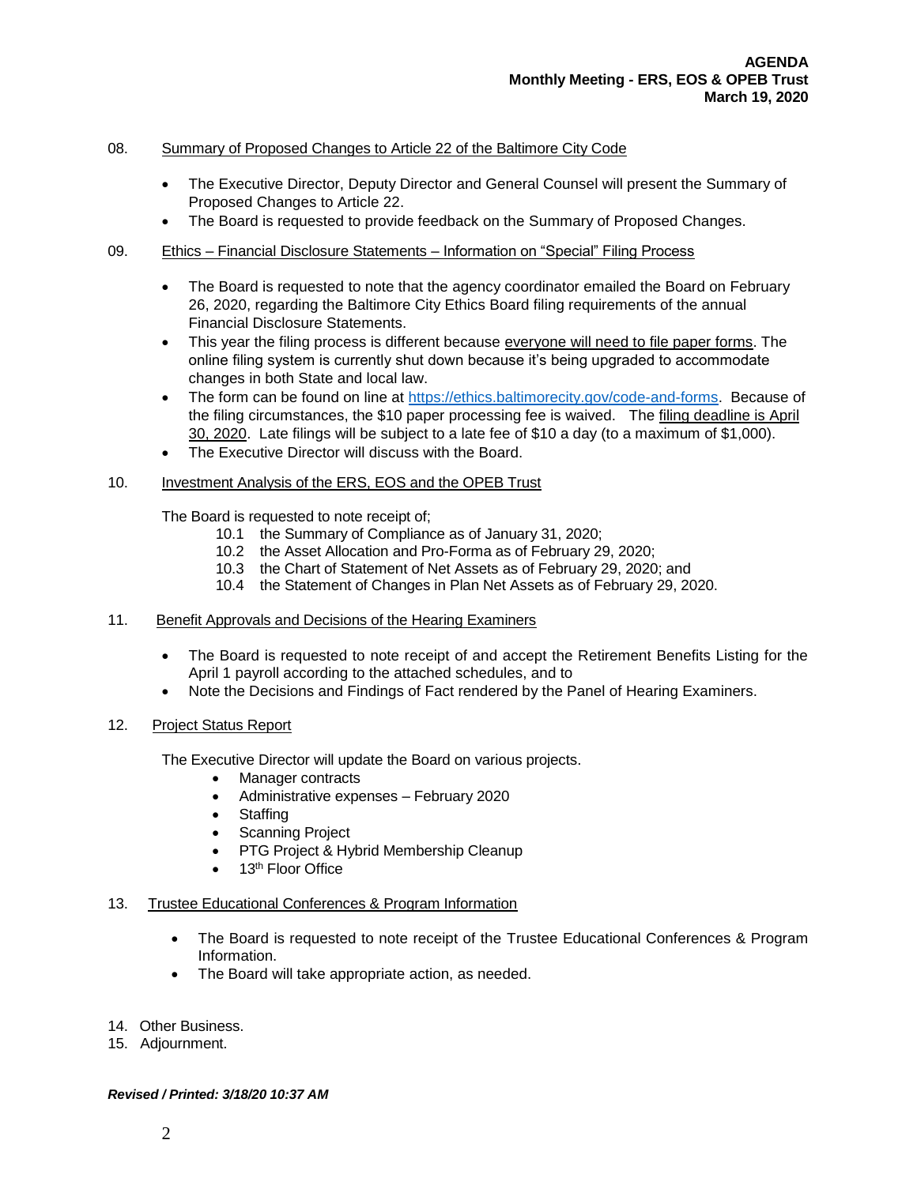**AGENDA**
**Monthly Meeting - ERS, EOS & OPEB Trust**
**March 19, 2020**

08. Summary of Proposed Changes to Article 22 of the Baltimore City Code

- The Executive Director, Deputy Director and General Counsel will present the Summary of Proposed Changes to Article 22.
- The Board is requested to provide feedback on the Summary of Proposed Changes.

09. Ethics – Financial Disclosure Statements – Information on "Special" Filing Process

- The Board is requested to note that the agency coordinator emailed the Board on February 26, 2020, regarding the Baltimore City Ethics Board filing requirements of the annual Financial Disclosure Statements.
- This year the filing process is different because everyone will need to file paper forms. The online filing system is currently shut down because it's being upgraded to accommodate changes in both State and local law.
- The form can be found on line at https://ethics.baltimorecity.gov/code-and-forms. Because of the filing circumstances, the $10 paper processing fee is waived. The filing deadline is April 30, 2020. Late filings will be subject to a late fee of $10 a day (to a maximum of $1,000).
- The Executive Director will discuss with the Board.

10. Investment Analysis of the ERS, EOS and the OPEB Trust

The Board is requested to note receipt of;

10.1 the Summary of Compliance as of January 31, 2020;
10.2 the Asset Allocation and Pro-Forma as of February 29, 2020;
10.3 the Chart of Statement of Net Assets as of February 29, 2020; and
10.4 the Statement of Changes in Plan Net Assets as of February 29, 2020.

11. Benefit Approvals and Decisions of the Hearing Examiners

- The Board is requested to note receipt of and accept the Retirement Benefits Listing for the April 1 payroll according to the attached schedules, and to
- Note the Decisions and Findings of Fact rendered by the Panel of Hearing Examiners.

12. Project Status Report

The Executive Director will update the Board on various projects.

- Manager contracts
- Administrative expenses – February 2020
- Staffing
- Scanning Project
- PTG Project & Hybrid Membership Cleanup
- 13th Floor Office

13. Trustee Educational Conferences & Program Information

- The Board is requested to note receipt of the Trustee Educational Conferences & Program Information.
- The Board will take appropriate action, as needed.

14. Other Business.

15. Adjournment.

***Revised / Printed: 3/18/20 10:37 AM***